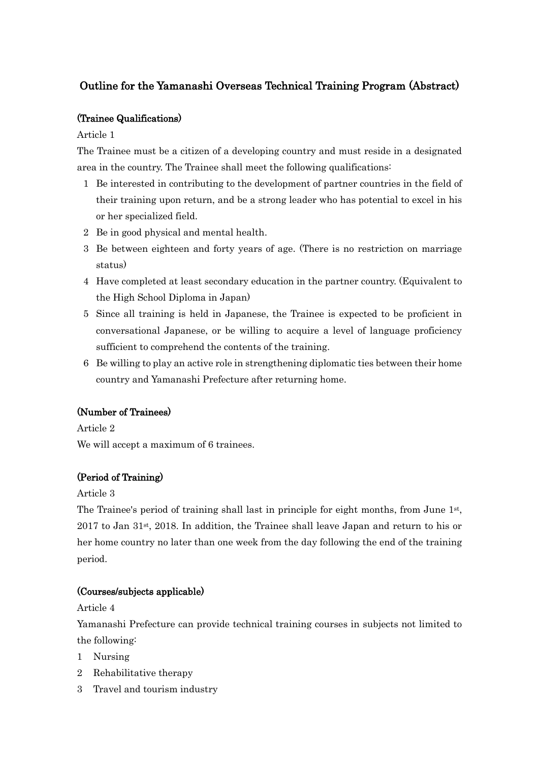# Outline for the Yamanashi Overseas Technical Training Program (Abstract)

### (Trainee Qualifications)

Article 1

The Trainee must be a citizen of a developing country and must reside in a designated area in the country. The Trainee shall meet the following qualifications:

1. Be interested in contributing to the development of partner countries in the field of their training upon return, and be a strong leader who has potential to excel in his or her specialized field.
2. Be in good physical and mental health.
3. Be between eighteen and forty years of age. (There is no restriction on marriage status)
4. Have completed at least secondary education in the partner country. (Equivalent to the High School Diploma in Japan)
5. Since all training is held in Japanese, the Trainee is expected to be proficient in conversational Japanese, or be willing to acquire a level of language proficiency sufficient to comprehend the contents of the training.
6. Be willing to play an active role in strengthening diplomatic ties between their home country and Yamanashi Prefecture after returning home.

### (Number of Trainees)

Article 2

We will accept a maximum of 6 trainees.

### (Period of Training)

Article 3

The Trainee's period of training shall last in principle for eight months, from June 1st, 2017 to Jan 31st, 2018. In addition, the Trainee shall leave Japan and return to his or her home country no later than one week from the day following the end of the training period.

### (Courses/subjects applicable)

Article 4

Yamanashi Prefecture can provide technical training courses in subjects not limited to the following:

1. Nursing
2. Rehabilitative therapy
3. Travel and tourism industry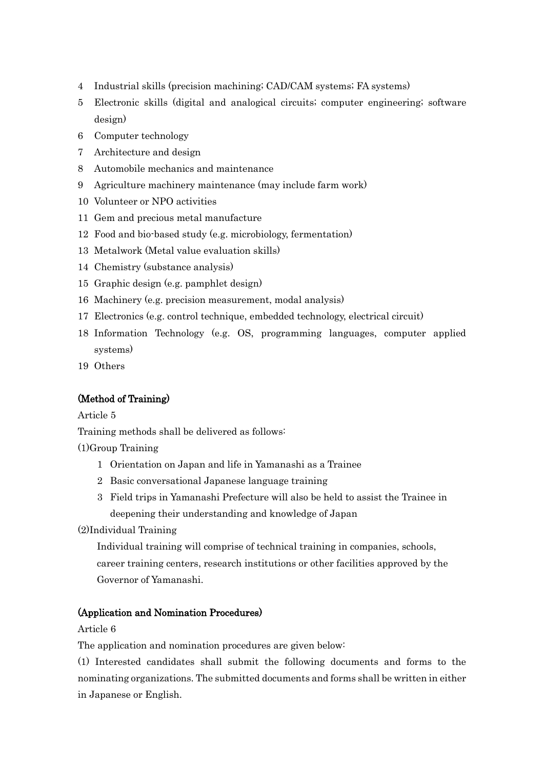4 Industrial skills (precision machining; CAD/CAM systems; FA systems)
5 Electronic skills (digital and analogical circuits; computer engineering; software design)
6 Computer technology
7 Architecture and design
8 Automobile mechanics and maintenance
9 Agriculture machinery maintenance (may include farm work)
10 Volunteer or NPO activities
11 Gem and precious metal manufacture
12 Food and bio-based study (e.g. microbiology, fermentation)
13 Metalwork (Metal value evaluation skills)
14 Chemistry (substance analysis)
15 Graphic design (e.g. pamphlet design)
16 Machinery (e.g. precision measurement, modal analysis)
17 Electronics (e.g. control technique, embedded technology, electrical circuit)
18 Information Technology (e.g. OS, programming languages, computer applied systems)
19 Others

**(Method of Training)**

Article 5

Training methods shall be delivered as follows:

(1)Group Training

1 Orientation on Japan and life in Yamanashi as a Trainee
2 Basic conversational Japanese language training
3 Field trips in Yamanashi Prefecture will also be held to assist the Trainee in deepening their understanding and knowledge of Japan

(2)Individual Training

Individual training will comprise of technical training in companies, schools, career training centers, research institutions or other facilities approved by the Governor of Yamanashi.

**(Application and Nomination Procedures)**

Article 6

The application and nomination procedures are given below:

(1) Interested candidates shall submit the following documents and forms to the nominating organizations. The submitted documents and forms shall be written in either in Japanese or English.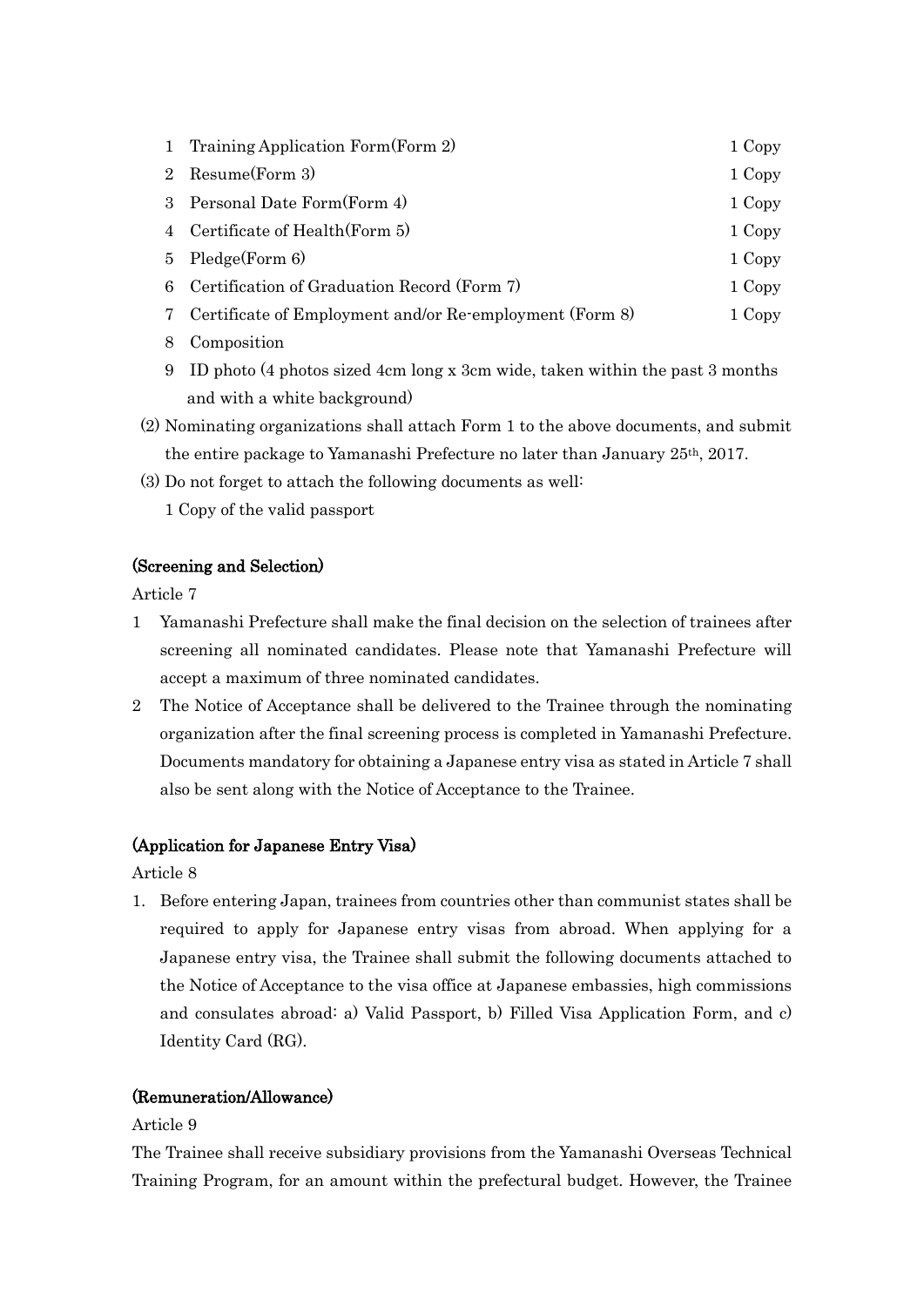1 Training Application Form(Form 2) 1 Copy
2 Resume(Form 3) 1 Copy
3 Personal Date Form(Form 4) 1 Copy
4 Certificate of Health(Form 5) 1 Copy
5 Pledge(Form 6) 1 Copy
6 Certification of Graduation Record (Form 7) 1 Copy
7 Certificate of Employment and/or Re-employment (Form 8) 1 Copy
8 Composition
9 ID photo (4 photos sized 4cm long x 3cm wide, taken within the past 3 months and with a white background)

(2) Nominating organizations shall attach Form 1 to the above documents, and submit the entire package to Yamanashi Prefecture no later than January 25th, 2017.

(3) Do not forget to attach the following documents as well:
1 Copy of the valid passport

**(Screening and Selection)**

Article 7

1 Yamanashi Prefecture shall make the final decision on the selection of trainees after screening all nominated candidates. Please note that Yamanashi Prefecture will accept a maximum of three nominated candidates.

2 The Notice of Acceptance shall be delivered to the Trainee through the nominating organization after the final screening process is completed in Yamanashi Prefecture. Documents mandatory for obtaining a Japanese entry visa as stated in Article 7 shall also be sent along with the Notice of Acceptance to the Trainee.

**(Application for Japanese Entry Visa)**

Article 8

1. Before entering Japan, trainees from countries other than communist states shall be required to apply for Japanese entry visas from abroad. When applying for a Japanese entry visa, the Trainee shall submit the following documents attached to the Notice of Acceptance to the visa office at Japanese embassies, high commissions and consulates abroad: a) Valid Passport, b) Filled Visa Application Form, and c) Identity Card (RG).

**(Remuneration/Allowance)**

Article 9

The Trainee shall receive subsidiary provisions from the Yamanashi Overseas Technical Training Program, for an amount within the prefectural budget. However, the Trainee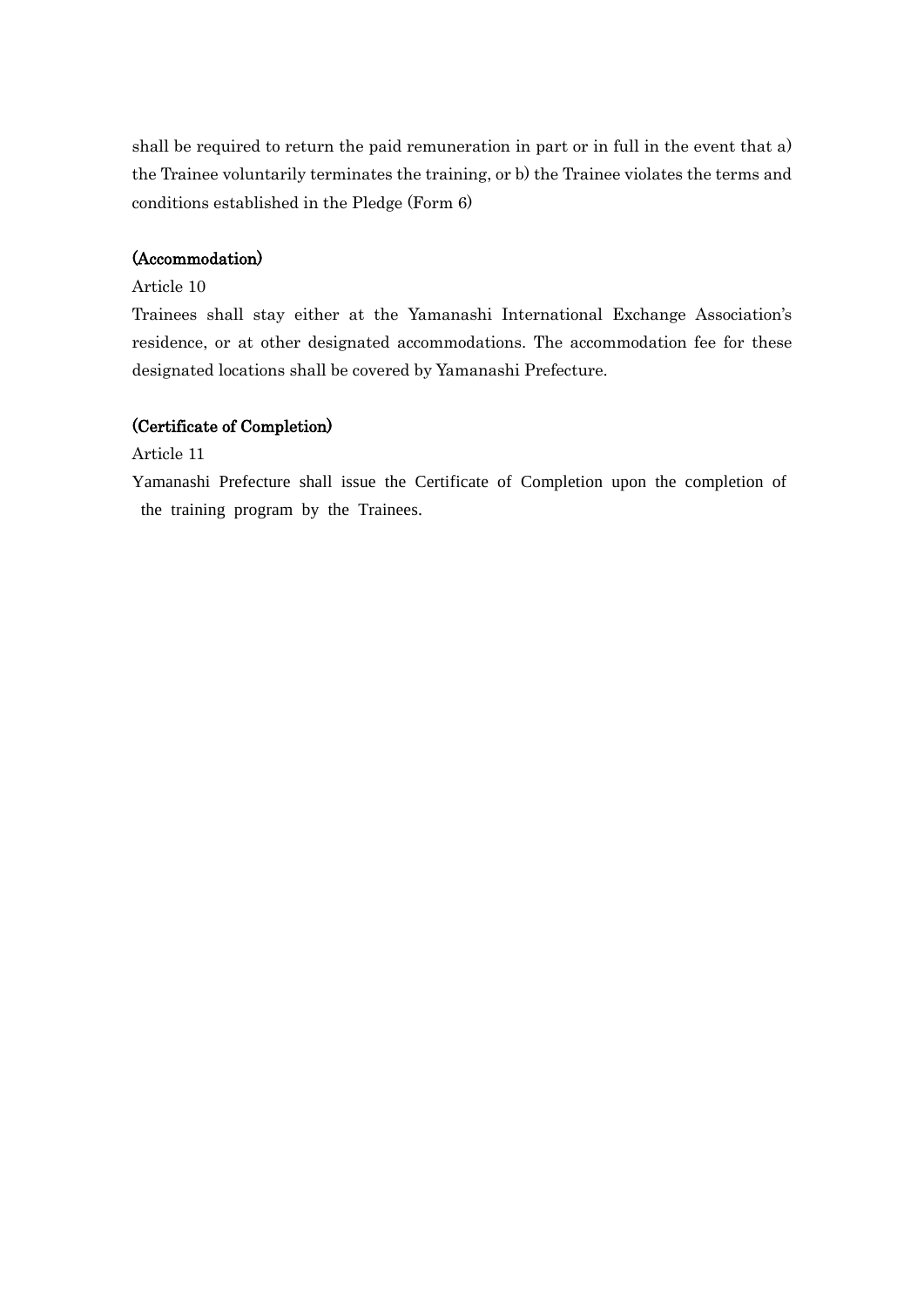shall be required to return the paid remuneration in part or in full in the event that a) the Trainee voluntarily terminates the training, or b) the Trainee violates the terms and conditions established in the Pledge (Form 6)

**(Accommodation)**

Article 10

Trainees shall stay either at the Yamanashi International Exchange Association's residence, or at other designated accommodations. The accommodation fee for these designated locations shall be covered by Yamanashi Prefecture.

**(Certificate of Completion)**

Article 11

Yamanashi Prefecture shall issue the Certificate of Completion upon the completion of the training program by the Trainees.